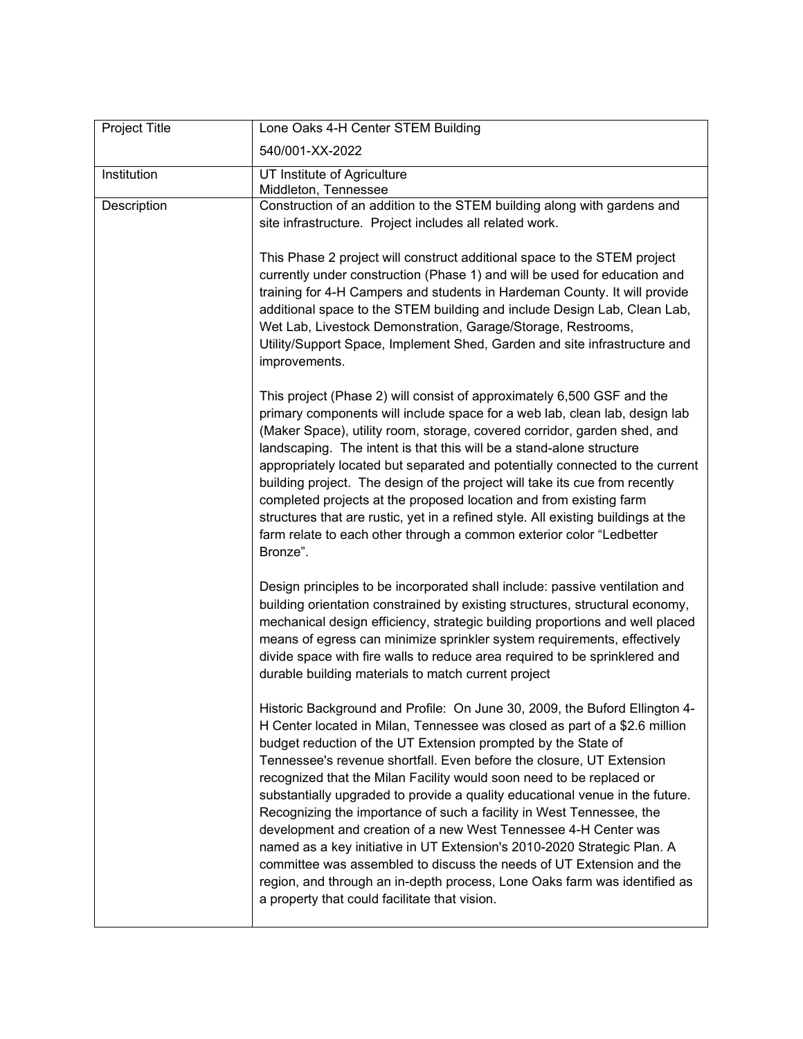| Project Title | Lone Oaks 4-H Center STEM Building<br>540/001-XX-2022 |
|---|---|
| Institution | UT Institute of Agriculture<br>Middleton, Tennessee |
| Description | Construction of an addition to the STEM building along with gardens and site infrastructure. Project includes all related work.<br><br>This Phase 2 project will construct additional space to the STEM project currently under construction (Phase 1) and will be used for education and training for 4-H Campers and students in Hardeman County. It will provide additional space to the STEM building and include Design Lab, Clean Lab, Wet Lab, Livestock Demonstration, Garage/Storage, Restrooms, Utility/Support Space, Implement Shed, Garden and site infrastructure and improvements.<br><br>This project (Phase 2) will consist of approximately 6,500 GSF and the primary components will include space for a web lab, clean lab, design lab (Maker Space), utility room, storage, covered corridor, garden shed, and landscaping. The intent is that this will be a stand-alone structure appropriately located but separated and potentially connected to the current building project. The design of the project will take its cue from recently completed projects at the proposed location and from existing farm structures that are rustic, yet in a refined style. All existing buildings at the farm relate to each other through a common exterior color "Ledbetter Bronze".<br><br>Design principles to be incorporated shall include: passive ventilation and building orientation constrained by existing structures, structural economy, mechanical design efficiency, strategic building proportions and well placed means of egress can minimize sprinkler system requirements, effectively divide space with fire walls to reduce area required to be sprinklered and durable building materials to match current project<br><br>Historic Background and Profile: On June 30, 2009, the Buford Ellington 4-H Center located in Milan, Tennessee was closed as part of a $2.6 million budget reduction of the UT Extension prompted by the State of Tennessee's revenue shortfall. Even before the closure, UT Extension recognized that the Milan Facility would soon need to be replaced or substantially upgraded to provide a quality educational venue in the future. Recognizing the importance of such a facility in West Tennessee, the development and creation of a new West Tennessee 4-H Center was named as a key initiative in UT Extension's 2010-2020 Strategic Plan. A committee was assembled to discuss the needs of UT Extension and the region, and through an in-depth process, Lone Oaks farm was identified as a property that could facilitate that vision. |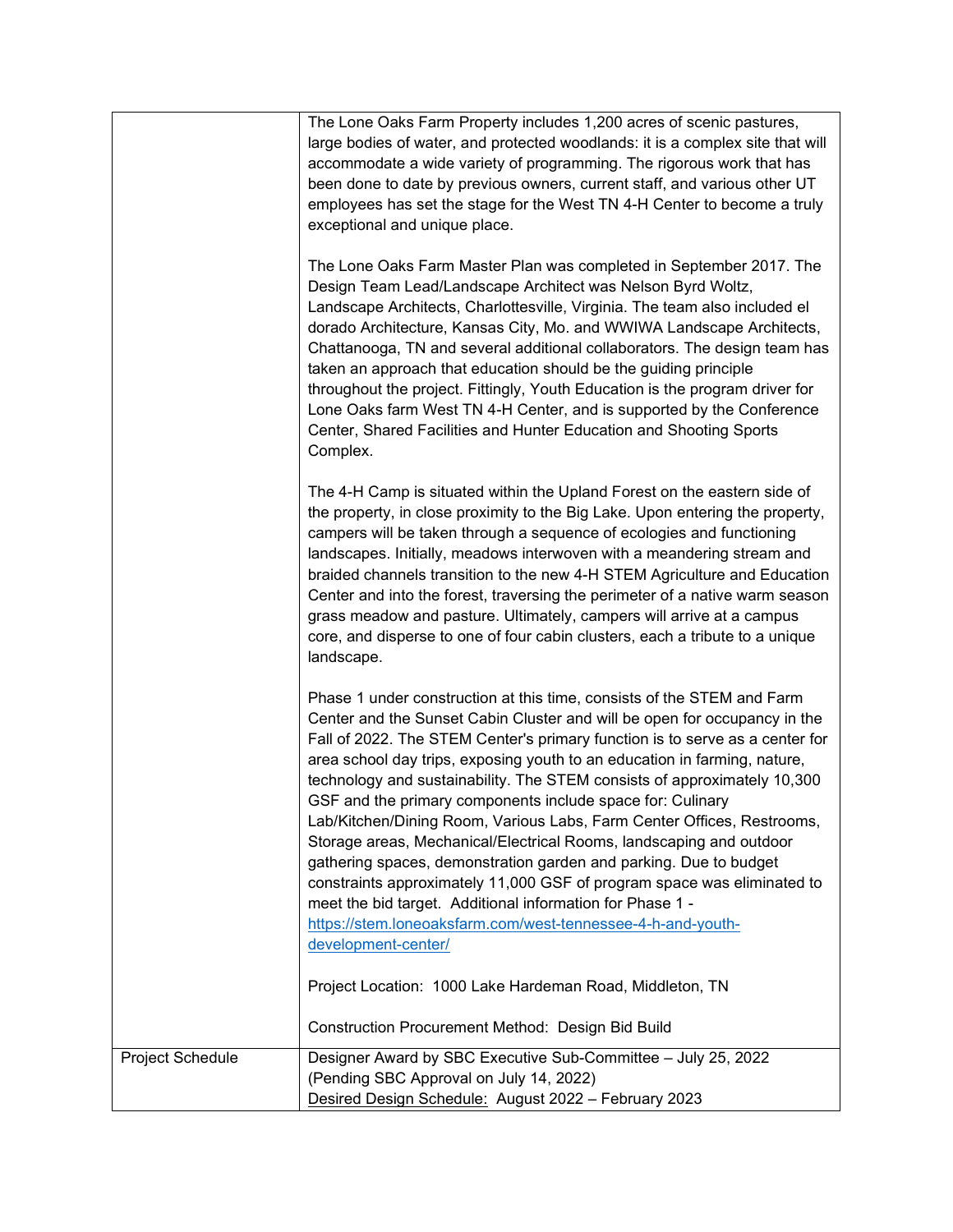| | |
|---|---|
| | The Lone Oaks Farm Property includes 1,200 acres of scenic pastures, large bodies of water, and protected woodlands: it is a complex site that will accommodate a wide variety of programming. The rigorous work that has been done to date by previous owners, current staff, and various other UT employees has set the stage for the West TN 4-H Center to become a truly exceptional and unique place.<br><br>The Lone Oaks Farm Master Plan was completed in September 2017. The Design Team Lead/Landscape Architect was Nelson Byrd Woltz, Landscape Architects, Charlottesville, Virginia. The team also included el dorado Architecture, Kansas City, Mo. and WWIWA Landscape Architects, Chattanooga, TN and several additional collaborators. The design team has taken an approach that education should be the guiding principle throughout the project. Fittingly, Youth Education is the program driver for Lone Oaks farm West TN 4-H Center, and is supported by the Conference Center, Shared Facilities and Hunter Education and Shooting Sports Complex.<br><br>The 4-H Camp is situated within the Upland Forest on the eastern side of the property, in close proximity to the Big Lake. Upon entering the property, campers will be taken through a sequence of ecologies and functioning landscapes. Initially, meadows interwoven with a meandering stream and braided channels transition to the new 4-H STEM Agriculture and Education Center and into the forest, traversing the perimeter of a native warm season grass meadow and pasture. Ultimately, campers will arrive at a campus core, and disperse to one of four cabin clusters, each a tribute to a unique landscape.<br><br>Phase 1 under construction at this time, consists of the STEM and Farm Center and the Sunset Cabin Cluster and will be open for occupancy in the Fall of 2022. The STEM Center's primary function is to serve as a center for area school day trips, exposing youth to an education in farming, nature, technology and sustainability. The STEM consists of approximately 10,300 GSF and the primary components include space for: Culinary Lab/Kitchen/Dining Room, Various Labs, Farm Center Offices, Restrooms, Storage areas, Mechanical/Electrical Rooms, landscaping and outdoor gathering spaces, demonstration garden and parking. Due to budget constraints approximately 11,000 GSF of program space was eliminated to meet the bid target. Additional information for Phase 1 - [https://stem.loneoaksfarm.com/west-tennessee-4-h-and-youth-development-center/](https://stem.loneoaksfarm.com/west-tennessee-4-h-and-youth-development-center/)<br><br>Project Location: 1000 Lake Hardeman Road, Middleton, TN<br><br>Construction Procurement Method: Design Bid Build |
| Project Schedule | Designer Award by SBC Executive Sub-Committee – July 25, 2022 (Pending SBC Approval on July 14, 2022)<br><u>Desired Design Schedule:</u> August 2022 – February 2023 |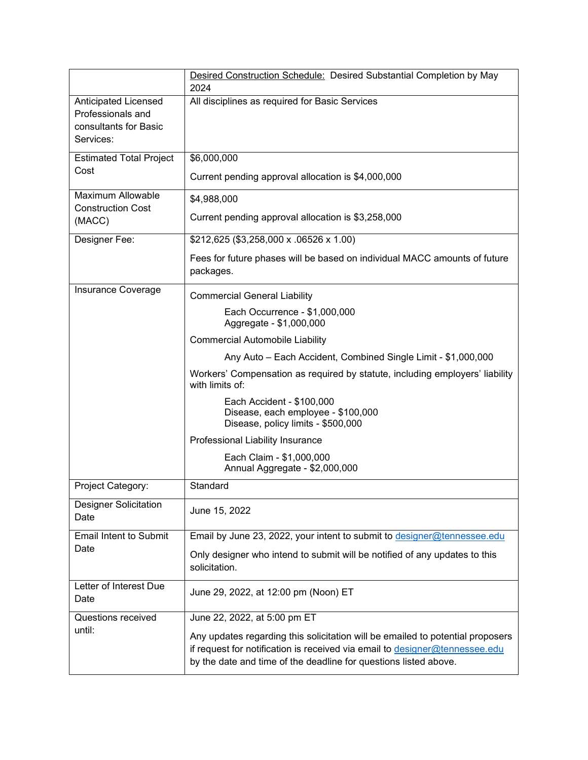| | |
|---|---|
| | Desired Construction Schedule: Desired Substantial Completion by May 2024 |
| Anticipated Licensed Professionals and consultants for Basic Services: | All disciplines as required for Basic Services |
| Estimated Total Project Cost | $6,000,000<br><br>Current pending approval allocation is $4,000,000 |
| Maximum Allowable Construction Cost (MACC) | $4,988,000<br><br>Current pending approval allocation is $3,258,000 |
| Designer Fee: | $212,625 ($3,258,000 x .06526 x 1.00)<br><br>Fees for future phases will be based on individual MACC amounts of future packages. |
| Insurance Coverage | Commercial General Liability<br>Each Occurrence - $1,000,000<br>Aggregate - $1,000,000<br><br>Commercial Automobile Liability<br>Any Auto – Each Accident, Combined Single Limit - $1,000,000<br><br>Workers' Compensation as required by statute, including employers' liability with limits of:<br>Each Accident - $100,000<br>Disease, each employee - $100,000<br>Disease, policy limits - $500,000<br><br>Professional Liability Insurance<br>Each Claim - $1,000,000<br>Annual Aggregate - $2,000,000 |
| Project Category: | Standard |
| Designer Solicitation Date | June 15, 2022 |
| Email Intent to Submit Date | Email by June 23, 2022, your intent to submit to designer@tennessee.edu<br><br>Only designer who intend to submit will be notified of any updates to this solicitation. |
| Letter of Interest Due Date | June 29, 2022, at 12:00 pm (Noon) ET |
| Questions received until: | June 22, 2022, at 5:00 pm ET<br><br>Any updates regarding this solicitation will be emailed to potential proposers if request for notification is received via email to designer@tennessee.edu by the date and time of the deadline for questions listed above. |